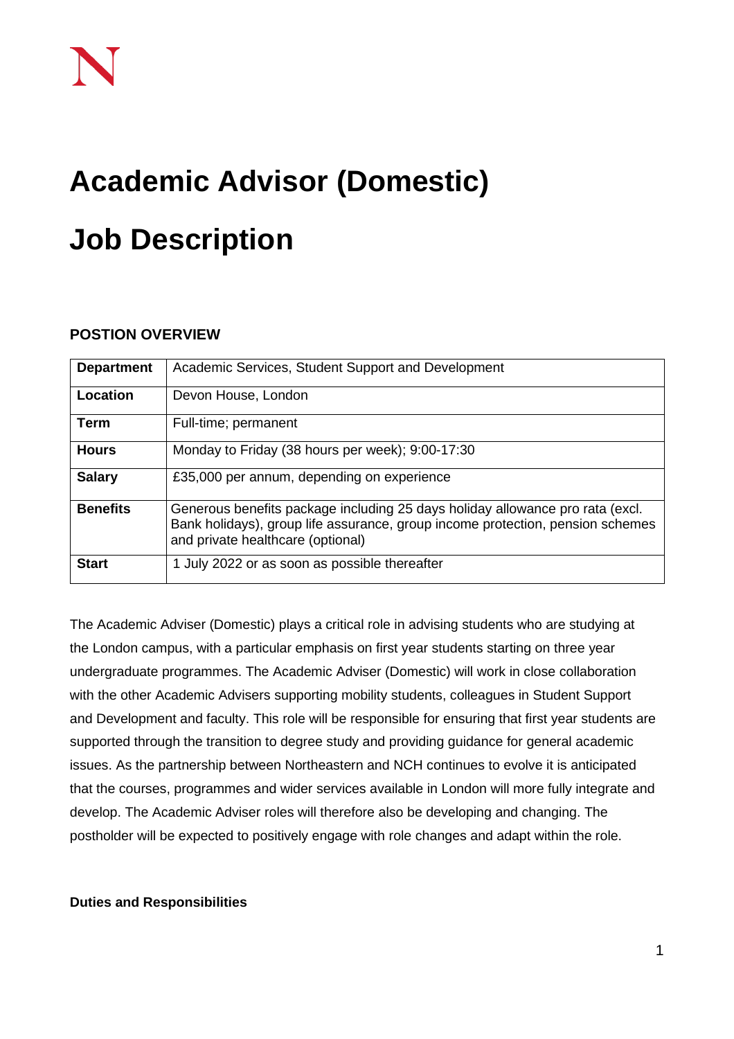# Academic Advisor (Domestic)

# Job Description

**POSTION OVERVIEW**

| **Department** | Academic Services, Student Support and Development |
| --- | --- |
| **Location** | Devon House, London |
| **Term** | Full-time; permanent |
| **Hours** | Monday to Friday (38 hours per week); 9:00-17:30 |
| **Salary** | £35,000 per annum, depending on experience |
| **Benefits** | Generous benefits package including 25 days holiday allowance pro rata (excl. Bank holidays), group life assurance, group income protection, pension schemes and private healthcare (optional) |
| **Start** | 1 July 2022 or as soon as possible thereafter |

The Academic Adviser (Domestic) plays a critical role in advising students who are studying at the London campus, with a particular emphasis on first year students starting on three year undergraduate programmes. The Academic Adviser (Domestic) will work in close collaboration with the other Academic Advisers supporting mobility students, colleagues in Student Support and Development and faculty. This role will be responsible for ensuring that first year students are supported through the transition to degree study and providing guidance for general academic issues. As the partnership between Northeastern and NCH continues to evolve it is anticipated that the courses, programmes and wider services available in London will more fully integrate and develop. The Academic Adviser roles will therefore also be developing and changing. The postholder will be expected to positively engage with role changes and adapt within the role.

**Duties and Responsibilities**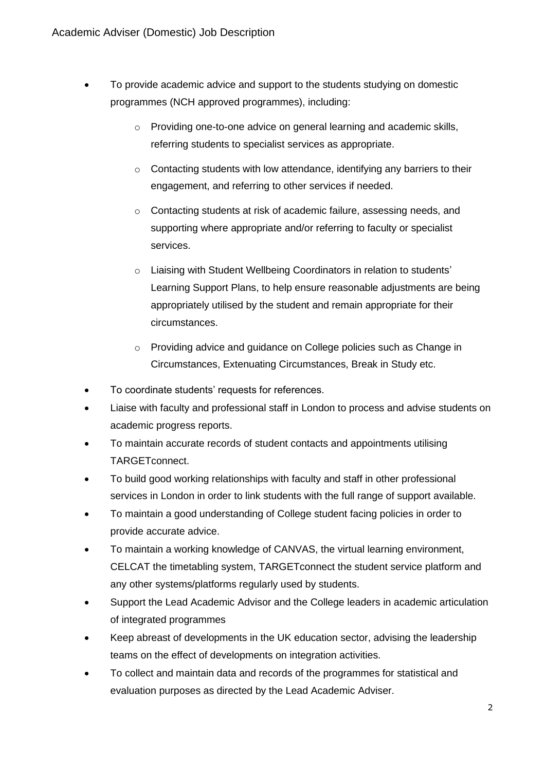- To provide academic advice and support to the students studying on domestic programmes (NCH approved programmes), including:
    - Providing one-to-one advice on general learning and academic skills, referring students to specialist services as appropriate.
    - Contacting students with low attendance, identifying any barriers to their engagement, and referring to other services if needed.
    - Contacting students at risk of academic failure, assessing needs, and supporting where appropriate and/or referring to faculty or specialist services.
    - Liaising with Student Wellbeing Coordinators in relation to students' Learning Support Plans, to help ensure reasonable adjustments are being appropriately utilised by the student and remain appropriate for their circumstances.
    - Providing advice and guidance on College policies such as Change in Circumstances, Extenuating Circumstances, Break in Study etc.
- To coordinate students' requests for references.
- Liaise with faculty and professional staff in London to process and advise students on academic progress reports.
- To maintain accurate records of student contacts and appointments utilising TARGETconnect.
- To build good working relationships with faculty and staff in other professional services in London in order to link students with the full range of support available.
- To maintain a good understanding of College student facing policies in order to provide accurate advice.
- To maintain a working knowledge of CANVAS, the virtual learning environment, CELCAT the timetabling system, TARGETconnect the student service platform and any other systems/platforms regularly used by students.
- Support the Lead Academic Advisor and the College leaders in academic articulation of integrated programmes
- Keep abreast of developments in the UK education sector, advising the leadership teams on the effect of developments on integration activities.
- To collect and maintain data and records of the programmes for statistical and evaluation purposes as directed by the Lead Academic Adviser.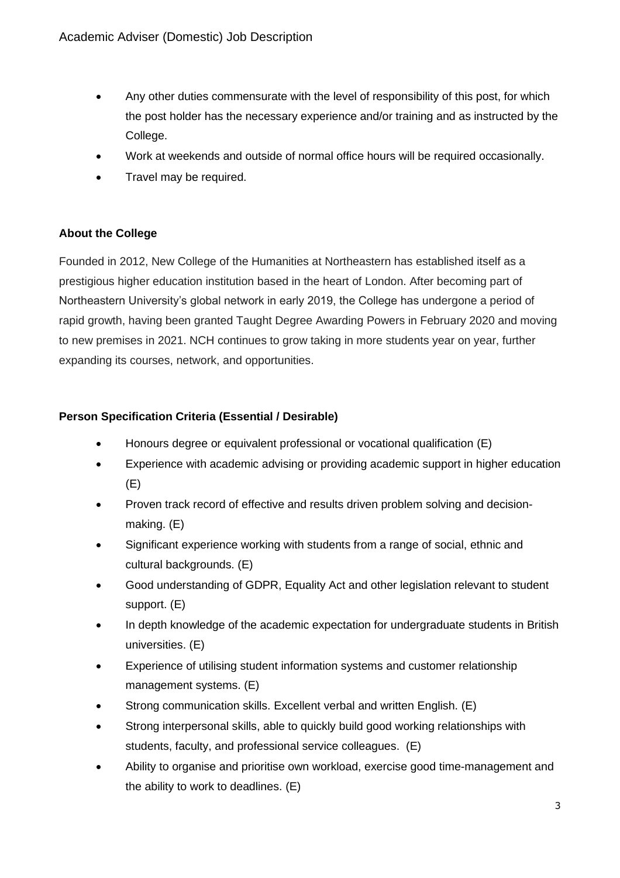- Any other duties commensurate with the level of responsibility of this post, for which the post holder has the necessary experience and/or training and as instructed by the College.
- Work at weekends and outside of normal office hours will be required occasionally.
- Travel may be required.

**About the College**

Founded in 2012, New College of the Humanities at Northeastern has established itself as a prestigious higher education institution based in the heart of London. After becoming part of Northeastern University's global network in early 2019, the College has undergone a period of rapid growth, having been granted Taught Degree Awarding Powers in February 2020 and moving to new premises in 2021. NCH continues to grow taking in more students year on year, further expanding its courses, network, and opportunities.

**Person Specification Criteria (Essential / Desirable)**

- Honours degree or equivalent professional or vocational qualification (E)
- Experience with academic advising or providing academic support in higher education (E)
- Proven track record of effective and results driven problem solving and decision-making. (E)
- Significant experience working with students from a range of social, ethnic and cultural backgrounds. (E)
- Good understanding of GDPR, Equality Act and other legislation relevant to student support. (E)
- In depth knowledge of the academic expectation for undergraduate students in British universities. (E)
- Experience of utilising student information systems and customer relationship management systems. (E)
- Strong communication skills. Excellent verbal and written English. (E)
- Strong interpersonal skills, able to quickly build good working relationships with students, faculty, and professional service colleagues. (E)
- Ability to organise and prioritise own workload, exercise good time-management and the ability to work to deadlines. (E)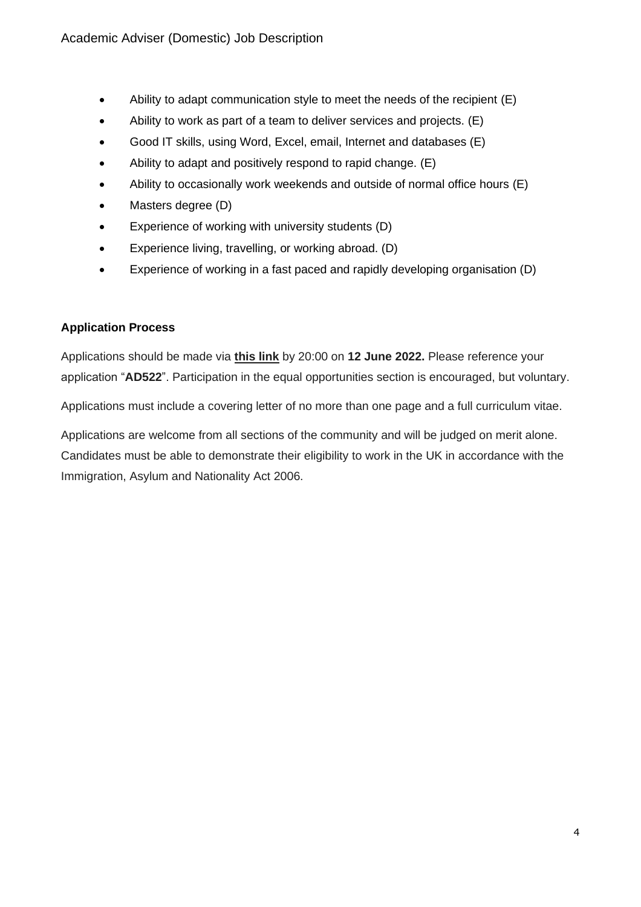- Ability to adapt communication style to meet the needs of the recipient (E)
- Ability to work as part of a team to deliver services and projects. (E)
- Good IT skills, using Word, Excel, email, Internet and databases (E)
- Ability to adapt and positively respond to rapid change. (E)
- Ability to occasionally work weekends and outside of normal office hours (E)
- Masters degree (D)
- Experience of working with university students (D)
- Experience living, travelling, or working abroad. (D)
- Experience of working in a fast paced and rapidly developing organisation (D)

**Application Process**

Applications should be made via **this link** by 20:00 on **12 June 2022.** Please reference your application "**AD522**". Participation in the equal opportunities section is encouraged, but voluntary.

Applications must include a covering letter of no more than one page and a full curriculum vitae.

Applications are welcome from all sections of the community and will be judged on merit alone. Candidates must be able to demonstrate their eligibility to work in the UK in accordance with the Immigration, Asylum and Nationality Act 2006.